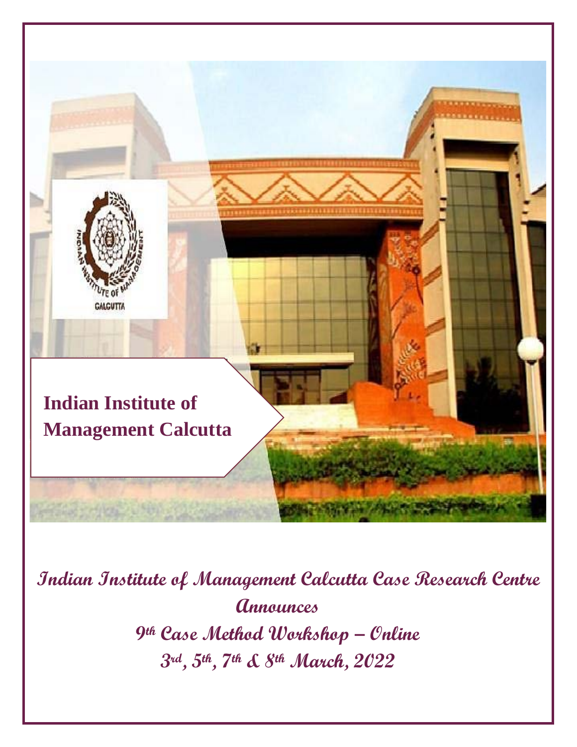**Indian Institute of Management Calcutta**

# Indian Institute of Management Calcutta Case Research Centre Announces

## 9th Case Method Workshop – Online

## 3rd, 5th, 7th & 8th March, 2022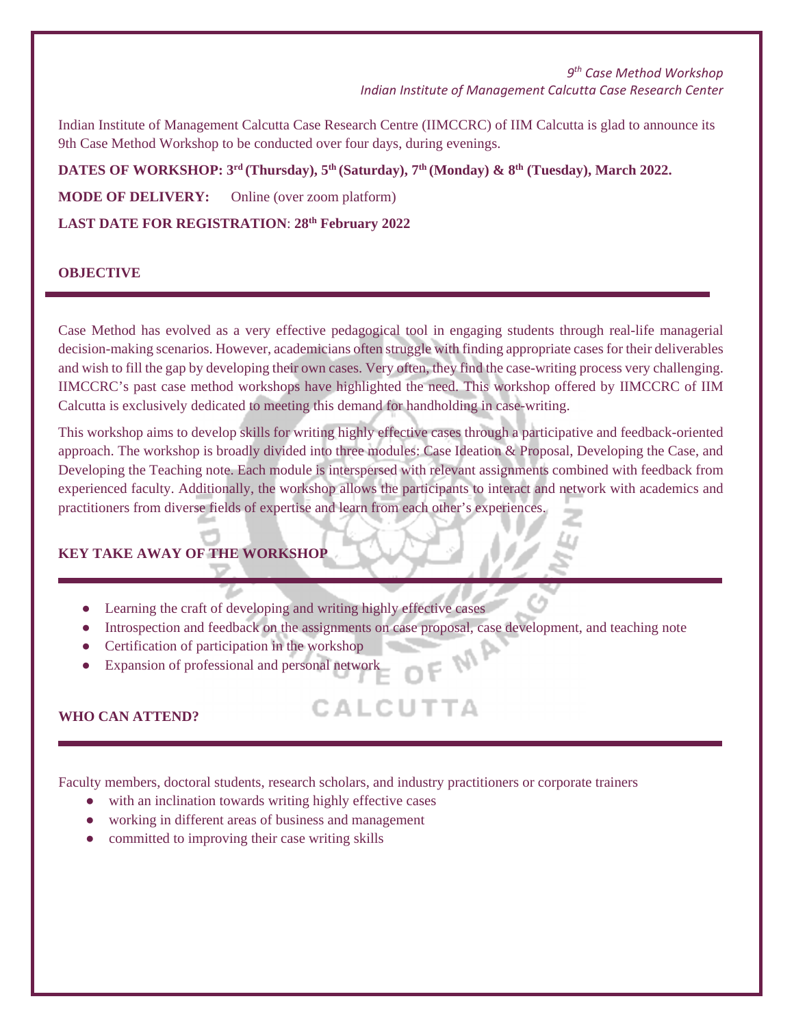*9th Case Method Workshop*
*Indian Institute of Management Calcutta Case Research Center*

Indian Institute of Management Calcutta Case Research Centre (IIMCCRC) of IIM Calcutta is glad to announce its 9th Case Method Workshop to be conducted over four days, during evenings.

**DATES OF WORKSHOP: 3rd (Thursday), 5th (Saturday), 7th (Monday) & 8th (Tuesday), March 2022.**

**MODE OF DELIVERY:** Online (over zoom platform)

**LAST DATE FOR REGISTRATION**: **28th February 2022**

## OBJECTIVE

Case Method has evolved as a very effective pedagogical tool in engaging students through real-life managerial decision-making scenarios. However, academicians often struggle with finding appropriate cases for their deliverables and wish to fill the gap by developing their own cases. Very often, they find the case-writing process very challenging. IIMCCRC's past case method workshops have highlighted the need. This workshop offered by IIMCCRC of IIM Calcutta is exclusively dedicated to meeting this demand for handholding in case-writing.

This workshop aims to develop skills for writing highly effective cases through a participative and feedback-oriented approach. The workshop is broadly divided into three modules: Case Ideation & Proposal, Developing the Case, and Developing the Teaching note. Each module is interspersed with relevant assignments combined with feedback from experienced faculty. Additionally, the workshop allows the participants to interact and network with academics and practitioners from diverse fields of expertise and learn from each other's experiences.

## KEY TAKE AWAY OF THE WORKSHOP

- Learning the craft of developing and writing highly effective cases
- Introspection and feedback on the assignments on case proposal, case development, and teaching note
- Certification of participation in the workshop
- Expansion of professional and personal network

## WHO CAN ATTEND?

Faculty members, doctoral students, research scholars, and industry practitioners or corporate trainers

- with an inclination towards writing highly effective cases
- working in different areas of business and management
- committed to improving their case writing skills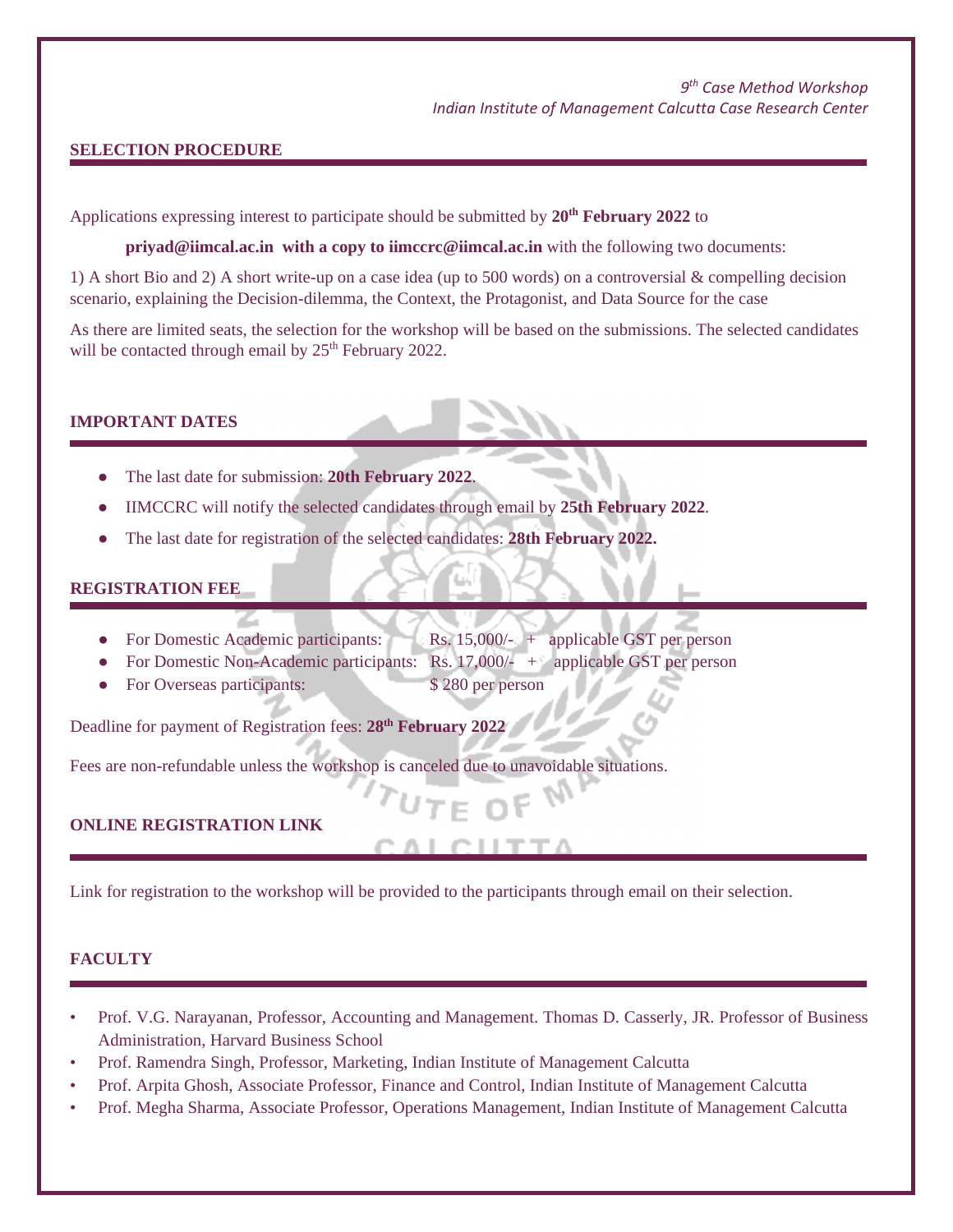## SELECTION PROCEDURE

Applications expressing interest to participate should be submitted by **20th February 2022** to

**priyad@iimcal.ac.in with a copy to iimccrc@iimcal.ac.in** with the following two documents:

1) A short Bio and 2) A short write-up on a case idea (up to 500 words) on a controversial & compelling decision scenario, explaining the Decision-dilemma, the Context, the Protagonist, and Data Source for the case

As there are limited seats, the selection for the workshop will be based on the submissions. The selected candidates will be contacted through email by 25th February 2022.

## IMPORTANT DATES

- The last date for submission: **20th February 2022**.
- IIMCCRC will notify the selected candidates through email by **25th February 2022**.
- The last date for registration of the selected candidates: **28th February 2022.**

## REGISTRATION FEE

- For Domestic Academic participants: Rs. 15,000/- + applicable GST per person
- For Domestic Non-Academic participants: Rs. 17,000/- + applicable GST per person
- For Overseas participants: $ 280 per person

Deadline for payment of Registration fees: **28th February 2022**

Fees are non-refundable unless the workshop is canceled due to unavoidable situations.

## ONLINE REGISTRATION LINK

Link for registration to the workshop will be provided to the participants through email on their selection.

## FACULTY

- Prof. V.G. Narayanan, Professor, Accounting and Management. Thomas D. Casserly, JR. Professor of Business Administration, Harvard Business School
- Prof. Ramendra Singh, Professor, Marketing, Indian Institute of Management Calcutta
- Prof. Arpita Ghosh, Associate Professor, Finance and Control, Indian Institute of Management Calcutta
- Prof. Megha Sharma, Associate Professor, Operations Management, Indian Institute of Management Calcutta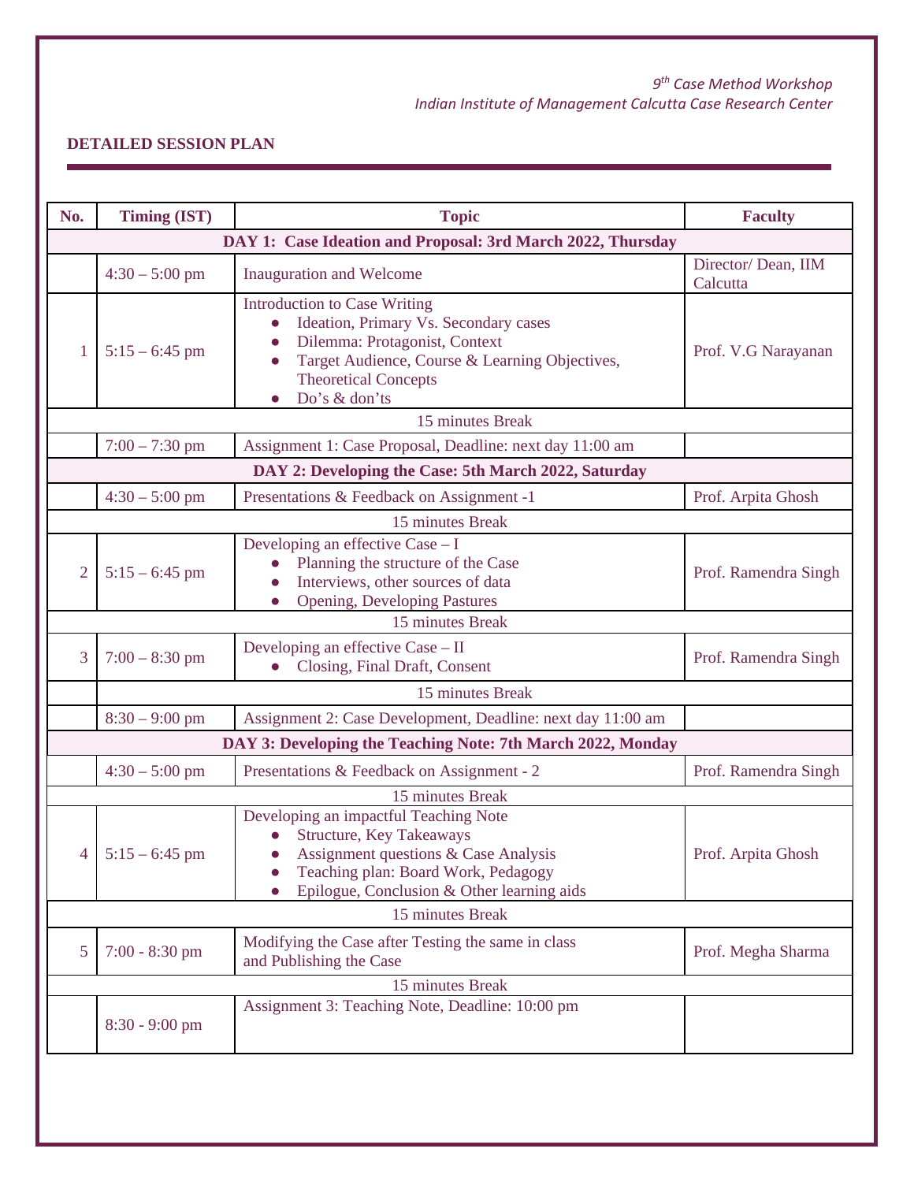*9th Case Method Workshop*
*Indian Institute of Management Calcutta Case Research Center*

**DETAILED SESSION PLAN**

| No. | Timing (IST) | Topic | Faculty |
|---|---|---|---|
| **DAY 1: Case Ideation and Proposal: 3rd March 2022, Thursday** | | | |
| | 4:30 – 5:00 pm | Inauguration and Welcome | Director/ Dean, IIM Calcutta |
| 1 | 5:15 – 6:45 pm | Introduction to Case Writing<br>● Ideation, Primary Vs. Secondary cases<br>● Dilemma: Protagonist, Context<br>● Target Audience, Course & Learning Objectives, Theoretical Concepts<br>● Do's & don'ts | Prof. V.G Narayanan |
| 15 minutes Break | | | |
| | 7:00 – 7:30 pm | Assignment 1: Case Proposal, Deadline: next day 11:00 am | |
| **DAY 2: Developing the Case: 5th March 2022, Saturday** | | | |
| | 4:30 – 5:00 pm | Presentations & Feedback on Assignment -1 | Prof. Arpita Ghosh |
| 15 minutes Break | | | |
| 2 | 5:15 – 6:45 pm | Developing an effective Case – I<br>● Planning the structure of the Case<br>● Interviews, other sources of data<br>● Opening, Developing Pastures | Prof. Ramendra Singh |
| 15 minutes Break | | | |
| 3 | 7:00 – 8:30 pm | Developing an effective Case – II<br>● Closing, Final Draft, Consent | Prof. Ramendra Singh |
| | 15 minutes Break | | |
| | 8:30 – 9:00 pm | Assignment 2: Case Development, Deadline: next day 11:00 am | |
| **DAY 3: Developing the Teaching Note: 7th March 2022, Monday** | | | |
| | 4:30 – 5:00 pm | Presentations & Feedback on Assignment - 2 | Prof. Ramendra Singh |
| 15 minutes Break | | | |
| 4 | 5:15 – 6:45 pm | Developing an impactful Teaching Note<br>● Structure, Key Takeaways<br>● Assignment questions & Case Analysis<br>● Teaching plan: Board Work, Pedagogy<br>● Epilogue, Conclusion & Other learning aids | Prof. Arpita Ghosh |
| 15 minutes Break | | | |
| 5 | 7:00 - 8:30 pm | Modifying the Case after Testing the same in class and Publishing the Case | Prof. Megha Sharma |
| 15 minutes Break | | | |
| | 8:30 - 9:00 pm | Assignment 3: Teaching Note, Deadline: 10:00 pm | |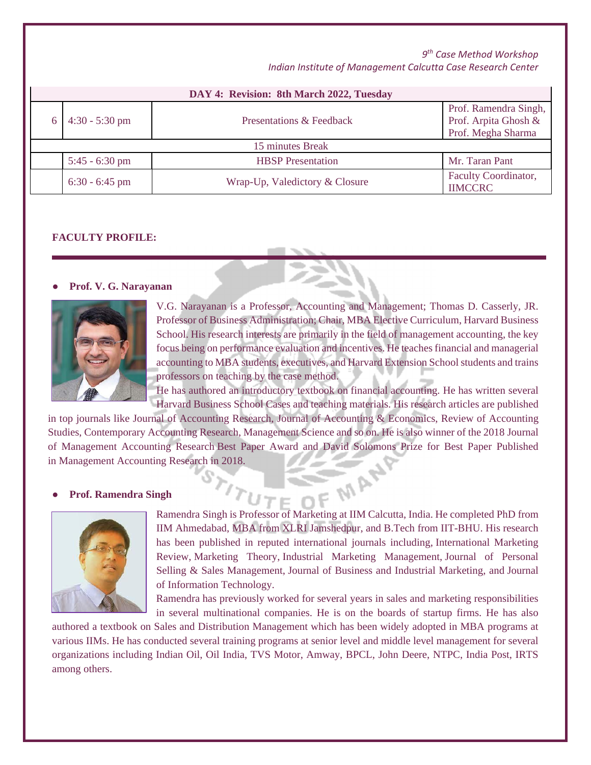| DAY 4: Revision: 8th March 2022, Tuesday | | | |
|---|---|---|---|
| 6 | 4:30 - 5:30 pm | Presentations & Feedback | Prof. Ramendra Singh, Prof. Arpita Ghosh & Prof. Megha Sharma |
| 15 minutes Break | | | |
| | 5:45 - 6:30 pm | HBSP Presentation | Mr. Taran Pant |
| | 6:30 - 6:45 pm | Wrap-Up, Valedictory & Closure | Faculty Coordinator, IIMCCRC |

**FACULTY PROFILE:**

- **Prof. V. G. Narayanan**

V.G. Narayanan is a Professor, Accounting and Management; Thomas D. Casserly, JR. Professor of Business Administration; Chair, MBA Elective Curriculum, Harvard Business School. His research interests are primarily in the field of management accounting, the key focus being on performance evaluation and incentives. He teaches financial and managerial accounting to MBA students, executives, and Harvard Extension School students and trains professors on teaching by the case method.

He has authored an introductory textbook on financial accounting. He has written several Harvard Business School Cases and teaching materials. His research articles are published in top journals like Journal of Accounting Research, Journal of Accounting & Economics, Review of Accounting Studies, Contemporary Accounting Research, Management Science and so on. He is also winner of the 2018 Journal of Management Accounting Research Best Paper Award and David Solomons Prize for Best Paper Published in Management Accounting Research in 2018.

- **Prof. Ramendra Singh**

Ramendra Singh is Professor of Marketing at IIM Calcutta, India. He completed PhD from IIM Ahmedabad, MBA from XLRI Jamshedpur, and B.Tech from IIT-BHU. His research has been published in reputed international journals including, International Marketing Review, Marketing Theory, Industrial Marketing Management, Journal of Personal Selling & Sales Management, Journal of Business and Industrial Marketing, and Journal of Information Technology.

Ramendra has previously worked for several years in sales and marketing responsibilities in several multinational companies. He is on the boards of startup firms. He has also authored a textbook on Sales and Distribution Management which has been widely adopted in MBA programs at various IIMs. He has conducted several training programs at senior level and middle level management for several organizations including Indian Oil, Oil India, TVS Motor, Amway, BPCL, John Deere, NTPC, India Post, IRTS among others.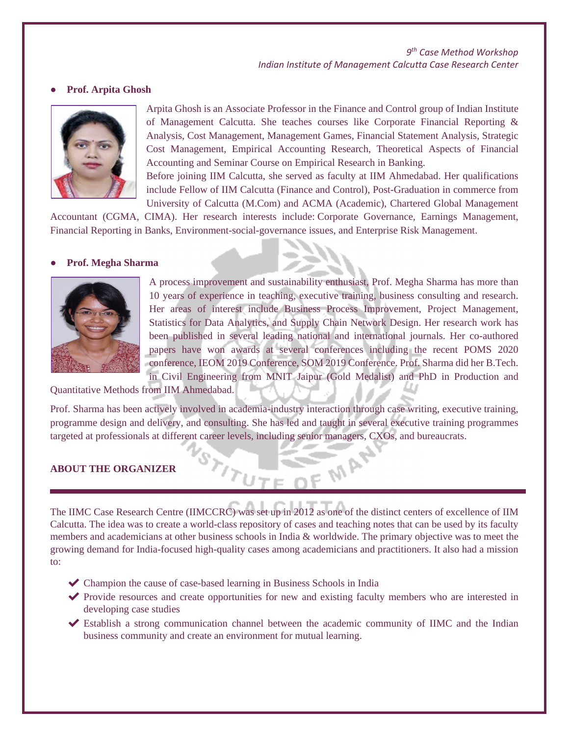- **Prof. Arpita Ghosh**

Arpita Ghosh is an Associate Professor in the Finance and Control group of Indian Institute of Management Calcutta. She teaches courses like Corporate Financial Reporting & Analysis, Cost Management, Management Games, Financial Statement Analysis, Strategic Cost Management, Empirical Accounting Research, Theoretical Aspects of Financial Accounting and Seminar Course on Empirical Research in Banking.

Before joining IIM Calcutta, she served as faculty at IIM Ahmedabad. Her qualifications include Fellow of IIM Calcutta (Finance and Control), Post-Graduation in commerce from University of Calcutta (M.Com) and ACMA (Academic), Chartered Global Management Accountant (CGMA, CIMA). Her research interests include: Corporate Governance, Earnings Management, Financial Reporting in Banks, Environment-social-governance issues, and Enterprise Risk Management.

- **Prof. Megha Sharma**

A process improvement and sustainability enthusiast, Prof. Megha Sharma has more than 10 years of experience in teaching, executive training, business consulting and research. Her areas of interest include Business Process Improvement, Project Management, Statistics for Data Analytics, and Supply Chain Network Design. Her research work has been published in several leading national and international journals. Her co-authored papers have won awards at several conferences including the recent POMS 2020 conference, IEOM 2019 Conference, SOM 2019 Conference. Prof. Sharma did her B.Tech. in Civil Engineering from MNIT Jaipur (Gold Medalist) and PhD in Production and Quantitative Methods from IIM Ahmedabad.

Prof. Sharma has been actively involved in academia-industry interaction through case writing, executive training, programme design and delivery, and consulting. She has led and taught in several executive training programmes targeted at professionals at different career levels, including senior managers, CXOs, and bureaucrats.

## ABOUT THE ORGANIZER

The IIMC Case Research Centre (IIMCCRC) was set up in 2012 as one of the distinct centers of excellence of IIM Calcutta. The idea was to create a world-class repository of cases and teaching notes that can be used by its faculty members and academicians at other business schools in India & worldwide. The primary objective was to meet the growing demand for India-focused high-quality cases among academicians and practitioners. It also had a mission to:

- ✔ Champion the cause of case-based learning in Business Schools in India
- ✔ Provide resources and create opportunities for new and existing faculty members who are interested in developing case studies
- ✔ Establish a strong communication channel between the academic community of IIMC and the Indian business community and create an environment for mutual learning.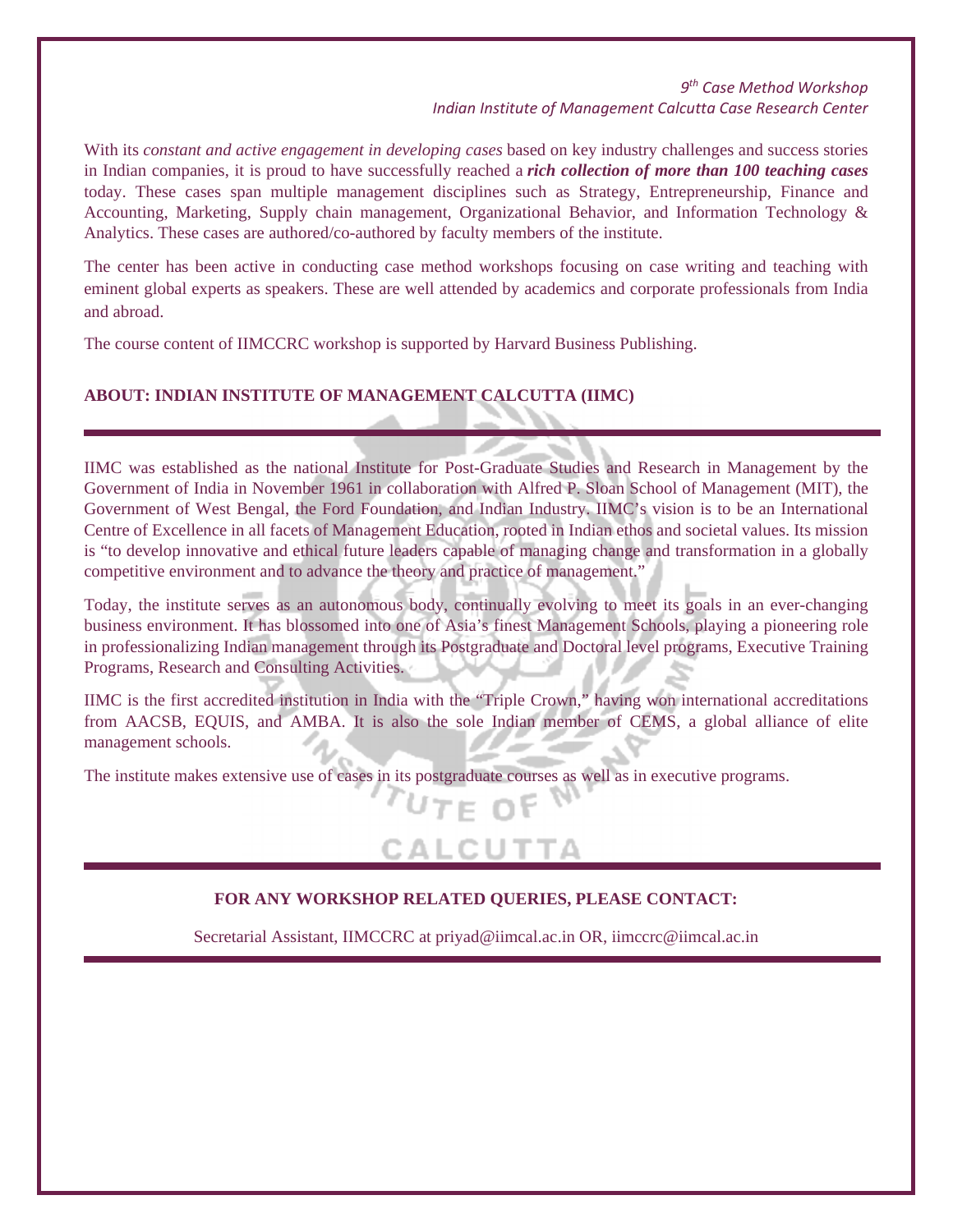With its *constant and active engagement in developing cases* based on key industry challenges and success stories in Indian companies, it is proud to have successfully reached a ***rich collection of more than 100 teaching cases*** today. These cases span multiple management disciplines such as Strategy, Entrepreneurship, Finance and Accounting, Marketing, Supply chain management, Organizational Behavior, and Information Technology & Analytics. These cases are authored/co-authored by faculty members of the institute.

The center has been active in conducting case method workshops focusing on case writing and teaching with eminent global experts as speakers. These are well attended by academics and corporate professionals from India and abroad.

The course content of IIMCCRC workshop is supported by Harvard Business Publishing.

## ABOUT: INDIAN INSTITUTE OF MANAGEMENT CALCUTTA (IIMC)

IIMC was established as the national Institute for Post-Graduate Studies and Research in Management by the Government of India in November 1961 in collaboration with Alfred P. Sloan School of Management (MIT), the Government of West Bengal, the Ford Foundation, and Indian Industry. IIMC's vision is to be an International Centre of Excellence in all facets of Management Education, rooted in Indian ethos and societal values. Its mission is "to develop innovative and ethical future leaders capable of managing change and transformation in a globally competitive environment and to advance the theory and practice of management."

Today, the institute serves as an autonomous body, continually evolving to meet its goals in an ever-changing business environment. It has blossomed into one of Asia's finest Management Schools, playing a pioneering role in professionalizing Indian management through its Postgraduate and Doctoral level programs, Executive Training Programs, Research and Consulting Activities.

IIMC is the first accredited institution in India with the "Triple Crown," having won international accreditations from AACSB, EQUIS, and AMBA. It is also the sole Indian member of CEMS, a global alliance of elite management schools.

The institute makes extensive use of cases in its postgraduate courses as well as in executive programs.

**FOR ANY WORKSHOP RELATED QUERIES, PLEASE CONTACT:**

Secretarial Assistant, IIMCCRC at priyad@iimcal.ac.in OR, iimccrc@iimcal.ac.in